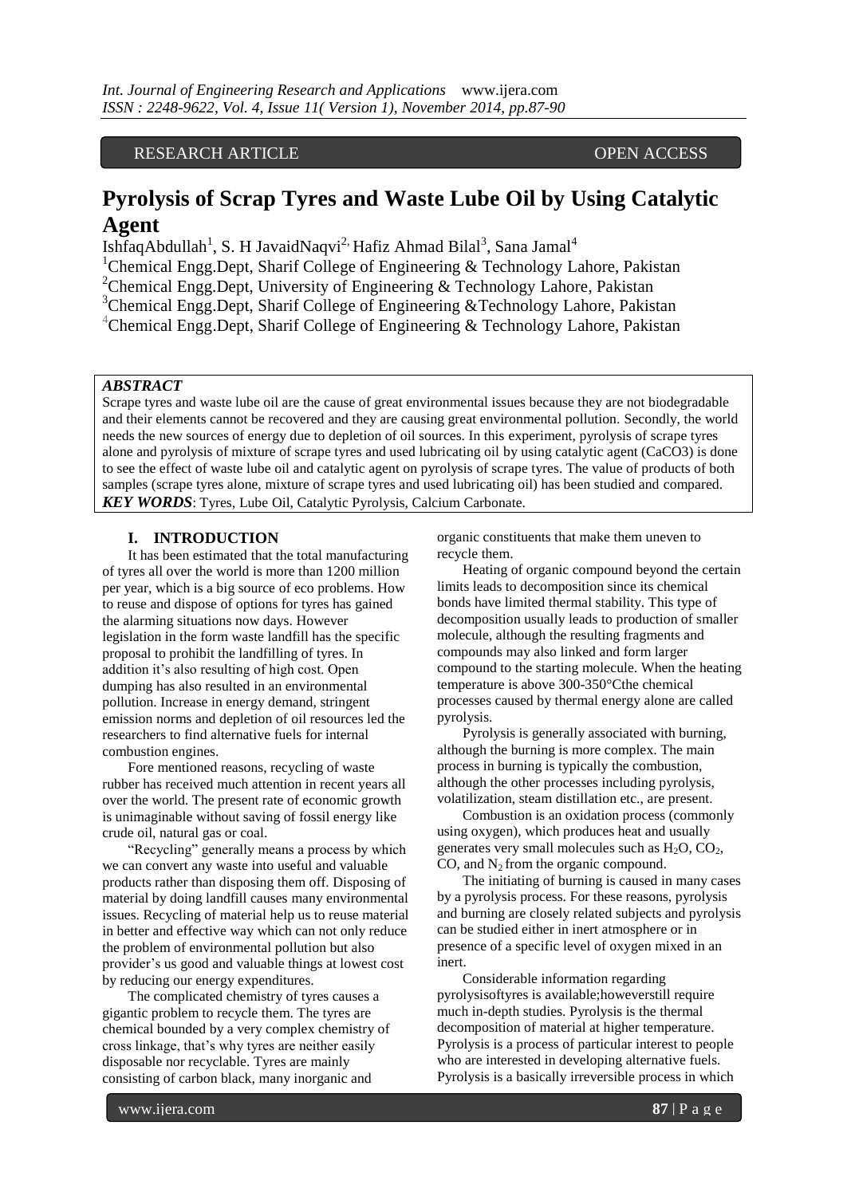RESEARCH ARTICLE OPEN ACCESS

# Pyrolysis of Scrap Tyres and Waste Lube Oil by Using Catalytic Agent

IshfaqAbdullah[1], S. H JavaidNaqvi[2,] Hafiz Ahmad Bilal[3], Sana Jamal[4]

[1]Chemical Engg.Dept, Sharif College of Engineering & Technology Lahore, Pakistan
[2]Chemical Engg.Dept, University of Engineering & Technology Lahore, Pakistan
[3]Chemical Engg.Dept, Sharif College of Engineering &Technology Lahore, Pakistan
[4]Chemical Engg.Dept, Sharif College of Engineering & Technology Lahore, Pakistan

***ABSTRACT***

Scrape tyres and waste lube oil are the cause of great environmental issues because they are not biodegradable and their elements cannot be recovered and they are causing great environmental pollution. Secondly, the world needs the new sources of energy due to depletion of oil sources. In this experiment, pyrolysis of scrape tyres alone and pyrolysis of mixture of scrape tyres and used lubricating oil by using catalytic agent (CaCO3) is done to see the effect of waste lube oil and catalytic agent on pyrolysis of scrape tyres. The value of products of both samples (scrape tyres alone, mixture of scrape tyres and used lubricating oil) has been studied and compared.

***KEY WORDS***: Tyres, Lube Oil, Catalytic Pyrolysis, Calcium Carbonate.

## I. INTRODUCTION

It has been estimated that the total manufacturing of tyres all over the world is more than 1200 million per year, which is a big source of eco problems. How to reuse and dispose of options for tyres has gained the alarming situations now days. However legislation in the form waste landfill has the specific proposal to prohibit the landfilling of tyres. In addition it's also resulting of high cost. Open dumping has also resulted in an environmental pollution. Increase in energy demand, stringent emission norms and depletion of oil resources led the researchers to find alternative fuels for internal combustion engines.

Fore mentioned reasons, recycling of waste rubber has received much attention in recent years all over the world. The present rate of economic growth is unimaginable without saving of fossil energy like crude oil, natural gas or coal.

"Recycling" generally means a process by which we can convert any waste into useful and valuable products rather than disposing them off. Disposing of material by doing landfill causes many environmental issues. Recycling of material help us to reuse material in better and effective way which can not only reduce the problem of environmental pollution but also provider's us good and valuable things at lowest cost by reducing our energy expenditures.

The complicated chemistry of tyres causes a gigantic problem to recycle them. The tyres are chemical bounded by a very complex chemistry of cross linkage, that's why tyres are neither easily disposable nor recyclable. Tyres are mainly consisting of carbon black, many inorganic and organic constituents that make them uneven to recycle them.

Heating of organic compound beyond the certain limits leads to decomposition since its chemical bonds have limited thermal stability. This type of decomposition usually leads to production of smaller molecule, although the resulting fragments and compounds may also linked and form larger compound to the starting molecule. When the heating temperature is above 300-350°Cthe chemical processes caused by thermal energy alone are called pyrolysis.

Pyrolysis is generally associated with burning, although the burning is more complex. The main process in burning is typically the combustion, although the other processes including pyrolysis, volatilization, steam distillation etc., are present.

Combustion is an oxidation process (commonly using oxygen), which produces heat and usually generates very small molecules such as $H_2O$, $CO_2$, CO, and $N_2$ from the organic compound.

The initiating of burning is caused in many cases by a pyrolysis process. For these reasons, pyrolysis and burning are closely related subjects and pyrolysis can be studied either in inert atmosphere or in presence of a specific level of oxygen mixed in an inert.

Considerable information regarding pyrolysisoftyres is available;howeverstill require much in-depth studies. Pyrolysis is the thermal decomposition of material at higher temperature. Pyrolysis is a process of particular interest to people who are interested in developing alternative fuels. Pyrolysis is a basically irreversible process in which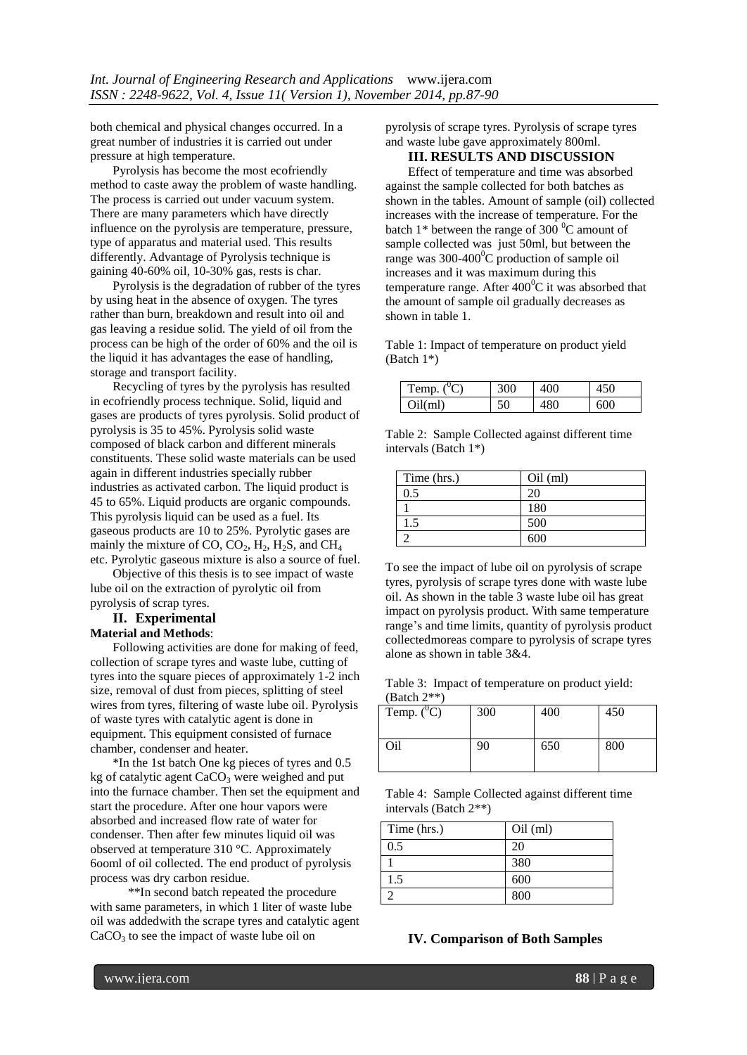both chemical and physical changes occurred. In a great number of industries it is carried out under pressure at high temperature.

Pyrolysis has become the most ecofriendly method to caste away the problem of waste handling. The process is carried out under vacuum system. There are many parameters which have directly influence on the pyrolysis are temperature, pressure, type of apparatus and material used. This results differently. Advantage of Pyrolysis technique is gaining 40-60% oil, 10-30% gas, rests is char.

Pyrolysis is the degradation of rubber of the tyres by using heat in the absence of oxygen. The tyres rather than burn, breakdown and result into oil and gas leaving a residue solid. The yield of oil from the process can be high of the order of 60% and the oil is the liquid it has advantages the ease of handling, storage and transport facility.

Recycling of tyres by the pyrolysis has resulted in ecofriendly process technique. Solid, liquid and gases are products of tyres pyrolysis. Solid product of pyrolysis is 35 to 45%. Pyrolysis solid waste composed of black carbon and different minerals constituents. These solid waste materials can be used again in different industries specially rubber industries as activated carbon. The liquid product is 45 to 65%. Liquid products are organic compounds. This pyrolysis liquid can be used as a fuel. Its gaseous products are 10 to 25%. Pyrolytic gases are mainly the mixture of CO, $CO_2$, $H_2$, $H_2S$, and $CH_4$ etc. Pyrolytic gaseous mixture is also a source of fuel.

Objective of this thesis is to see impact of waste lube oil on the extraction of pyrolytic oil from pyrolysis of scrap tyres.

## II. Experimental

**Material and Methods**:

Following activities are done for making of feed, collection of scrape tyres and waste lube, cutting of tyres into the square pieces of approximately 1-2 inch size, removal of dust from pieces, splitting of steel wires from tyres, filtering of waste lube oil. Pyrolysis of waste tyres with catalytic agent is done in equipment. This equipment consisted of furnace chamber, condenser and heater.

*In the 1st batch One kg pieces of tyres and 0.5 kg of catalytic agent $CaCO_3$ were weighed and put into the furnace chamber. Then set the equipment and start the procedure. After one hour vapors were absorbed and increased flow rate of water for condenser. Then after few minutes liquid oil was observed at temperature 310 °C. Approximately 6ooml of oil collected. The end product of pyrolysis process was dry carbon residue.

**In second batch repeated the procedure with same parameters, in which 1 liter of waste lube oil was addedwith the scrape tyres and catalytic agent $CaCO_3$ to see the impact of waste lube oil on pyrolysis of scrape tyres. Pyrolysis of scrape tyres and waste lube gave approximately 800ml.

## III. RESULTS AND DISCUSSION

Effect of temperature and time was absorbed against the sample collected for both batches as shown in the tables. Amount of sample (oil) collected increases with the increase of temperature. For the batch 1* between the range of 300 $^0$C amount of sample collected was just 50ml, but between the range was 300-400$^0$C production of sample oil increases and it was maximum during this temperature range. After 400$^0$C it was absorbed that the amount of sample oil gradually decreases as shown in table 1.

Table 1: Impact of temperature on product yield (Batch 1*)

| Temp. ($^0$C) | 300 | 400 | 450 |
|---|---|---|---|
| Oil(ml) | 50 | 480 | 600 |

Table 2: Sample Collected against different time intervals (Batch 1*)

| Time (hrs.) | Oil (ml) |
|---|---|
| 0.5 | 20 |
| 1 | 180 |
| 1.5 | 500 |
| 2 | 600 |

To see the impact of lube oil on pyrolysis of scrape tyres, pyrolysis of scrape tyres done with waste lube oil. As shown in the table 3 waste lube oil has great impact on pyrolysis product. With same temperature range's and time limits, quantity of pyrolysis product collectedmoreas compare to pyrolysis of scrape tyres alone as shown in table 3&4.

Table 3: Impact of temperature on product yield: (Batch 2**)

| Temp. ($^0$C) | 300 | 400 | 450 |
|---|---|---|---|
| Oil | 90 | 650 | 800 |

Table 4: Sample Collected against different time intervals (Batch 2**)

| Time (hrs.) | Oil (ml) |
|---|---|
| 0.5 | 20 |
| 1 | 380 |
| 1.5 | 600 |
| 2 | 800 |

## IV. Comparison of Both Samples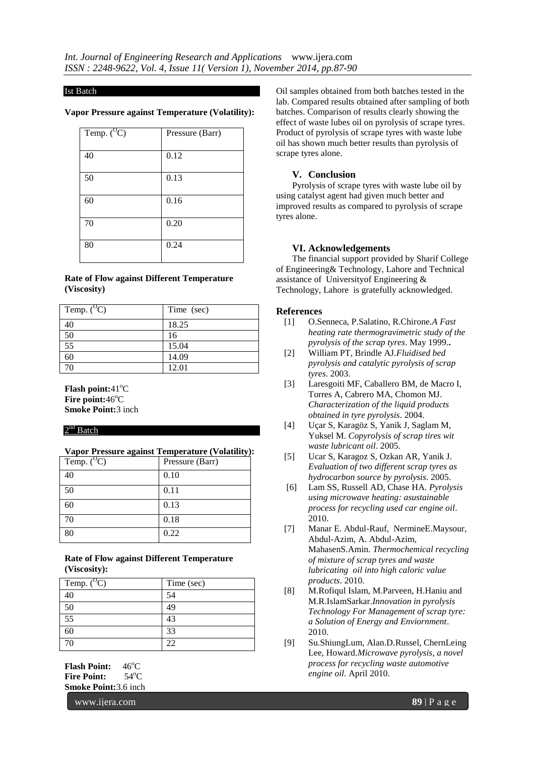### Ist Batch

**Vapor Pressure against Temperature (Volatility):**

| Temp. ($^{O}C$) | Pressure (Barr) |
|---|---|
| 40 | 0.12 |
| 50 | 0.13 |
| 60 | 0.16 |
| 70 | 0.20 |
| 80 | 0.24 |

**Rate of Flow against Different Temperature (Viscosity)**

| Temp. ($^{O}C$) | Time (sec) |
|---|---|
| 40 | 18.25 |
| 50 | 16 |
| 55 | 15.04 |
| 60 | 14.09 |
| 70 | 12.01 |

**Flash point:** 41$^{o}$C
**Fire point:** 46$^{o}$C
**Smoke Point:** 3 inch

### 2nd Batch

**Vapor Pressure against Temperature (Volatility):**

| Temp. ($^{O}C$) | Pressure (Barr) |
|---|---|
| 40 | 0.10 |
| 50 | 0.11 |
| 60 | 0.13 |
| 70 | 0.18 |
| 80 | 0.22 |

**Rate of Flow against Different Temperature (Viscosity):**

| Temp. ($^{O}C$) | Time (sec) |
|---|---|
| 40 | 54 |
| 50 | 49 |
| 55 | 43 |
| 60 | 33 |
| 70 | 22 |

**Flash Point:** 46$^{o}$C
**Fire Point:** 54$^{o}$C
**Smoke Point:** 3.6 inch

Oil samples obtained from both batches tested in the lab. Compared results obtained after sampling of both batches. Comparison of results clearly showing the effect of waste lubes oil on pyrolysis of scrape tyres. Product of pyrolysis of scrape tyres with waste lube oil has shown much better results than pyrolysis of scrape tyres alone.

## V. Conclusion

Pyrolysis of scrape tyres with waste lube oil by using catalyst agent had given much better and improved results as compared to pyrolysis of scrape tyres alone.

## VI. Acknowledgements

The financial support provided by Sharif College of Engineering& Technology, Lahore and Technical assistance of Universityof Engineering & Technology, Lahore is gratefully acknowledged.

## References

[1] O.Senneca, P.Salatino, R.Chirone.*A Fast heating rate thermogravimetric study of the pyrolysis of the scrap tyres*. May 1999..

[2] William PT, Brindle AJ.*Fluidised bed pyrolysis and catalytic pyrolysis of scrap tyres*. 2003.

[3] Laresgoiti MF, Caballero BM, de Macro I, Torres A, Cabrero MA, Chomon MJ. *Characterization of the liquid products obtained in tyre pyrolysis*. 2004.

[4] Uçar S, Karagöz S, Yanik J, Saglam M, Yuksel M. *Copyrolysis of scrap tires wit waste lubricant oil*. 2005.

[5] Ucar S, Karagoz S, Ozkan AR, Yanik J. *Evaluation of two different scrap tyres as hydrocarbon source by pyrolysis*. 2005.

[6] Lam SS, Russell AD, Chase HA. *Pyrolysis using microwave heating: asustainable process for recycling used car engine oil*. 2010.

[7] Manar E. Abdul-Rauf, NermineE.Maysour, Abdul-Azim, A. Abdul-Azim, MahasenS.Amin. *Thermochemical recycling of mixture of scrap tyres and waste lubricating oil into high caloric value products*. 2010.

[8] M.Rofiqul Islam, M.Parveen, H.Haniu and M.R.IslamSarkar.*Innovation in pyrolysis Technology For Management of scrap tyre: a Solution of Energy and Enviornment*. 2010.

[9] Su.ShiungLum, Alan.D.Russel, ChernLeing Lee, Howard.*Microwave pyrolysis, a novel process for recycling waste automotive engine oil.* April 2010.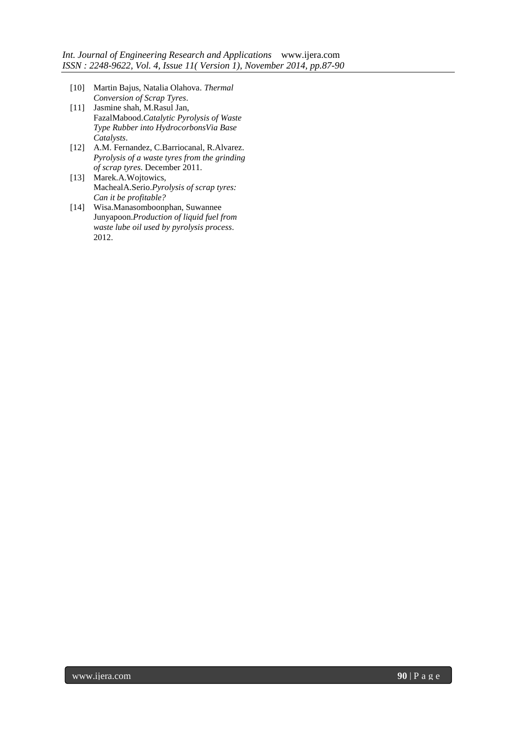[10] Martin Bajus, Natalia Olahova. *Thermal Conversion of Scrap Tyres*.

[11] Jasmine shah, M.Rasul Jan, FazalMabood.*Catalytic Pyrolysis of Waste Type Rubber into HydrocorbonsVia Base Catalysts*.

[12] A.M. Fernandez, C.Barriocanal, R.Alvarez. *Pyrolysis of a waste tyres from the grinding of scrap tyres*. December 2011.

[13] Marek.A.Wojtowics, MachealA.Serio.*Pyrolysis of scrap tyres: Can it be profitable?*

[14] Wisa.Manasomboonphan, Suwannee Junyapoon.*Production of liquid fuel from waste lube oil used by pyrolysis process*. 2012.